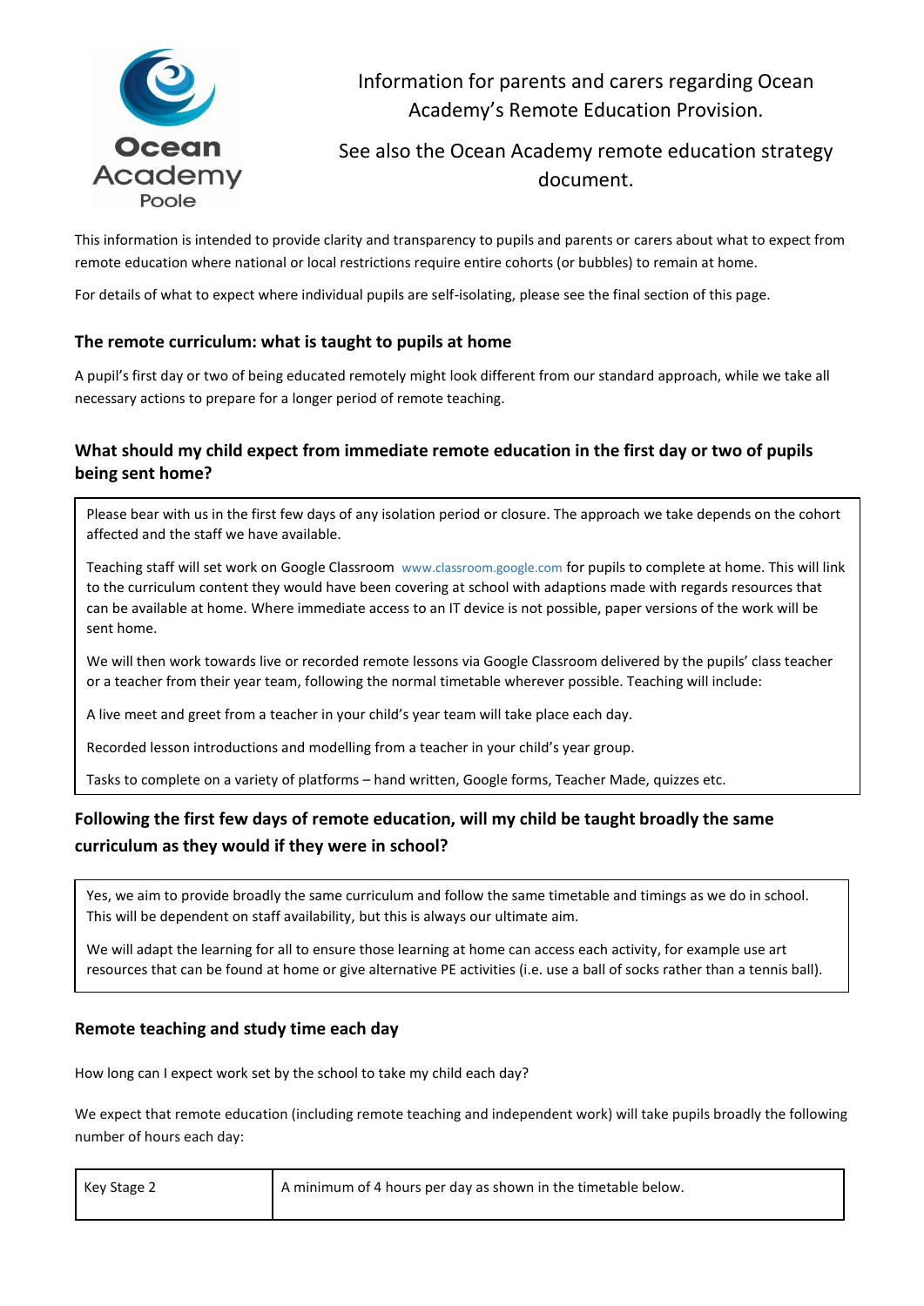Information for parents and carers regarding Ocean Academy's Remote Education Provision.

See also the Ocean Academy remote education strategy document.

This information is intended to provide clarity and transparency to pupils and parents or carers about what to expect from remote education where national or local restrictions require entire cohorts (or bubbles) to remain at home.

For details of what to expect where individual pupils are self-isolating, please see the final section of this page.

### The remote curriculum: what is taught to pupils at home

A pupil's first day or two of being educated remotely might look different from our standard approach, while we take all necessary actions to prepare for a longer period of remote teaching.

### What should my child expect from immediate remote education in the first day or two of pupils being sent home?

Please bear with us in the first few days of any isolation period or closure. The approach we take depends on the cohort affected and the staff we have available.

Teaching staff will set work on Google Classroom www.classroom.google.com for pupils to complete at home. This will link to the curriculum content they would have been covering at school with adaptions made with regards resources that can be available at home. Where immediate access to an IT device is not possible, paper versions of the work will be sent home.

We will then work towards live or recorded remote lessons via Google Classroom delivered by the pupils' class teacher or a teacher from their year team, following the normal timetable wherever possible. Teaching will include:

A live meet and greet from a teacher in your child's year team will take place each day.

Recorded lesson introductions and modelling from a teacher in your child's year group.

Tasks to complete on a variety of platforms – hand written, Google forms, Teacher Made, quizzes etc.

### Following the first few days of remote education, will my child be taught broadly the same curriculum as they would if they were in school?

Yes, we aim to provide broadly the same curriculum and follow the same timetable and timings as we do in school. This will be dependent on staff availability, but this is always our ultimate aim.

We will adapt the learning for all to ensure those learning at home can access each activity, for example use art resources that can be found at home or give alternative PE activities (i.e. use a ball of socks rather than a tennis ball).

### Remote teaching and study time each day

How long can I expect work set by the school to take my child each day?

We expect that remote education (including remote teaching and independent work) will take pupils broadly the following number of hours each day:

| Key Stage 2 | A minimum of 4 hours per day as shown in the timetable below. |
|---|---|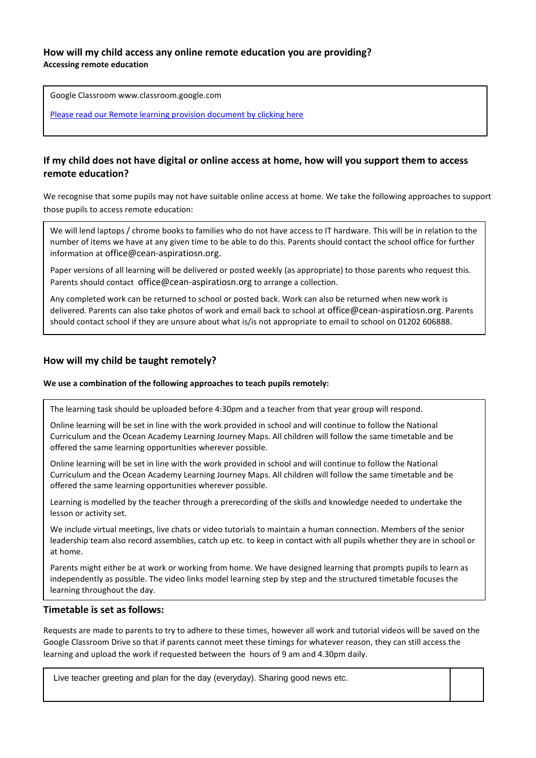## How will my child access any online remote education you are providing?

**Accessing remote education**

Google Classroom www.classroom.google.com

[Please read our Remote learning provision document by clicking here]

## If my child does not have digital or online access at home, how will you support them to access remote education?

We recognise that some pupils may not have suitable online access at home. We take the following approaches to support those pupils to access remote education:

We will lend laptops / chrome books to families who do not have access to IT hardware. This will be in relation to the number of items we have at any given time to be able to do this. Parents should contact the school office for further information at office@cean-aspiratiosn.org.

Paper versions of all learning will be delivered or posted weekly (as appropriate) to those parents who request this. Parents should contact office@cean-aspiratiosn.org to arrange a collection.

Any completed work can be returned to school or posted back. Work can also be returned when new work is delivered. Parents can also take photos of work and email back to school at office@cean-aspiratiosn.org. Parents should contact school if they are unsure about what is/is not appropriate to email to school on 01202 606888.

## How will my child be taught remotely?

**We use a combination of the following approaches to teach pupils remotely:**

The learning task should be uploaded before 4:30pm and a teacher from that year group will respond.

Online learning will be set in line with the work provided in school and will continue to follow the National Curriculum and the Ocean Academy Learning Journey Maps. All children will follow the same timetable and be offered the same learning opportunities wherever possible.

Online learning will be set in line with the work provided in school and will continue to follow the National Curriculum and the Ocean Academy Learning Journey Maps. All children will follow the same timetable and be offered the same learning opportunities wherever possible.

Learning is modelled by the teacher through a prerecording of the skills and knowledge needed to undertake the lesson or activity set.

We include virtual meetings, live chats or video tutorials to maintain a human connection. Members of the senior leadership team also record assemblies, catch up etc. to keep in contact with all pupils whether they are in school or at home.

Parents might either be at work or working from home. We have designed learning that prompts pupils to learn as independently as possible. The video links model learning step by step and the structured timetable focuses the learning throughout the day.

### Timetable is set as follows:

Requests are made to parents to try to adhere to these times, however all work and tutorial videos will be saved on the Google Classroom Drive so that if parents cannot meet these timings for whatever reason, they can still access the learning and upload the work if requested between the hours of 9 am and 4.30pm daily.

| Live teacher greeting and plan for the day (everyday). Sharing good news etc. | |
| --- | --- |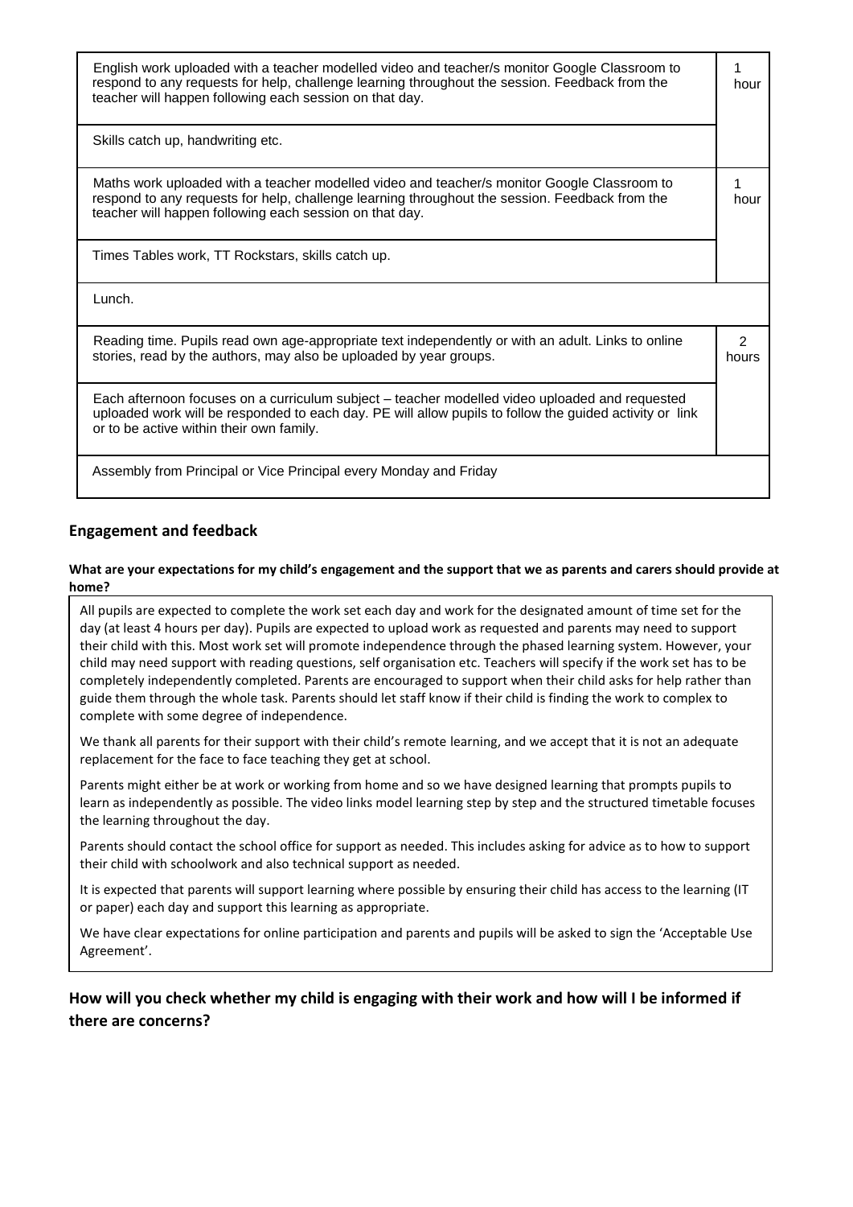| | |
|---|---|
| English work uploaded with a teacher modelled video and teacher/s monitor Google Classroom to respond to any requests for help, challenge learning throughout the session. Feedback from the teacher will happen following each session on that day. | 1 hour |
| Skills catch up, handwriting etc. | |
| Maths work uploaded with a teacher modelled video and teacher/s monitor Google Classroom to respond to any requests for help, challenge learning throughout the session. Feedback from the teacher will happen following each session on that day. | 1 hour |
| Times Tables work, TT Rockstars, skills catch up. | |
| Lunch. | |
| Reading time. Pupils read own age-appropriate text independently or with an adult. Links to online stories, read by the authors, may also be uploaded by year groups. | 2 hours |
| Each afternoon focuses on a curriculum subject – teacher modelled video uploaded and requested uploaded work will be responded to each day. PE will allow pupils to follow the guided activity or link or to be active within their own family. | |
| Assembly from Principal or Vice Principal every Monday and Friday | |

## Engagement and feedback

**What are your expectations for my child's engagement and the support that we as parents and carers should provide at home?**

All pupils are expected to complete the work set each day and work for the designated amount of time set for the day (at least 4 hours per day). Pupils are expected to upload work as requested and parents may need to support their child with this. Most work set will promote independence through the phased learning system. However, your child may need support with reading questions, self organisation etc. Teachers will specify if the work set has to be completely independently completed. Parents are encouraged to support when their child asks for help rather than guide them through the whole task. Parents should let staff know if their child is finding the work to complex to complete with some degree of independence.

We thank all parents for their support with their child's remote learning, and we accept that it is not an adequate replacement for the face to face teaching they get at school.

Parents might either be at work or working from home and so we have designed learning that prompts pupils to learn as independently as possible. The video links model learning step by step and the structured timetable focuses the learning throughout the day.

Parents should contact the school office for support as needed. This includes asking for advice as to how to support their child with schoolwork and also technical support as needed.

It is expected that parents will support learning where possible by ensuring their child has access to the learning (IT or paper) each day and support this learning as appropriate.

We have clear expectations for online participation and parents and pupils will be asked to sign the 'Acceptable Use Agreement'.

### How will you check whether my child is engaging with their work and how will I be informed if there are concerns?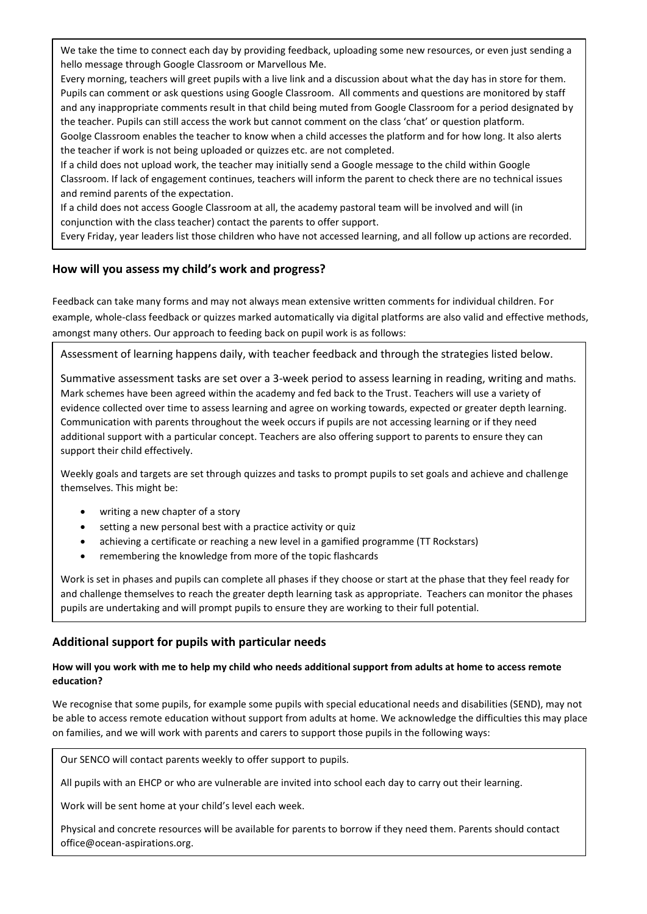We take the time to connect each day by providing feedback, uploading some new resources, or even just sending a hello message through Google Classroom or Marvellous Me.

Every morning, teachers will greet pupils with a live link and a discussion about what the day has in store for them. Pupils can comment or ask questions using Google Classroom. All comments and questions are monitored by staff and any inappropriate comments result in that child being muted from Google Classroom for a period designated by the teacher. Pupils can still access the work but cannot comment on the class 'chat' or question platform.

Goolge Classroom enables the teacher to know when a child accesses the platform and for how long. It also alerts the teacher if work is not being uploaded or quizzes etc. are not completed.

If a child does not upload work, the teacher may initially send a Google message to the child within Google Classroom. If lack of engagement continues, teachers will inform the parent to check there are no technical issues and remind parents of the expectation.

If a child does not access Google Classroom at all, the academy pastoral team will be involved and will (in conjunction with the class teacher) contact the parents to offer support.

Every Friday, year leaders list those children who have not accessed learning, and all follow up actions are recorded.

### How will you assess my child's work and progress?

Feedback can take many forms and may not always mean extensive written comments for individual children. For example, whole-class feedback or quizzes marked automatically via digital platforms are also valid and effective methods, amongst many others. Our approach to feeding back on pupil work is as follows:

Assessment of learning happens daily, with teacher feedback and through the strategies listed below.

Summative assessment tasks are set over a 3-week period to assess learning in reading, writing and maths. Mark schemes have been agreed within the academy and fed back to the Trust. Teachers will use a variety of evidence collected over time to assess learning and agree on working towards, expected or greater depth learning. Communication with parents throughout the week occurs if pupils are not accessing learning or if they need additional support with a particular concept. Teachers are also offering support to parents to ensure they can support their child effectively.

Weekly goals and targets are set through quizzes and tasks to prompt pupils to set goals and achieve and challenge themselves. This might be:

- writing a new chapter of a story
- setting a new personal best with a practice activity or quiz
- achieving a certificate or reaching a new level in a gamified programme (TT Rockstars)
- remembering the knowledge from more of the topic flashcards

Work is set in phases and pupils can complete all phases if they choose or start at the phase that they feel ready for and challenge themselves to reach the greater depth learning task as appropriate. Teachers can monitor the phases pupils are undertaking and will prompt pupils to ensure they are working to their full potential.

### Additional support for pupils with particular needs

**How will you work with me to help my child who needs additional support from adults at home to access remote education?**

We recognise that some pupils, for example some pupils with special educational needs and disabilities (SEND), may not be able to access remote education without support from adults at home. We acknowledge the difficulties this may place on families, and we will work with parents and carers to support those pupils in the following ways:

Our SENCO will contact parents weekly to offer support to pupils.

All pupils with an EHCP or who are vulnerable are invited into school each day to carry out their learning.

Work will be sent home at your child's level each week.

Physical and concrete resources will be available for parents to borrow if they need them. Parents should contact office@ocean-aspirations.org.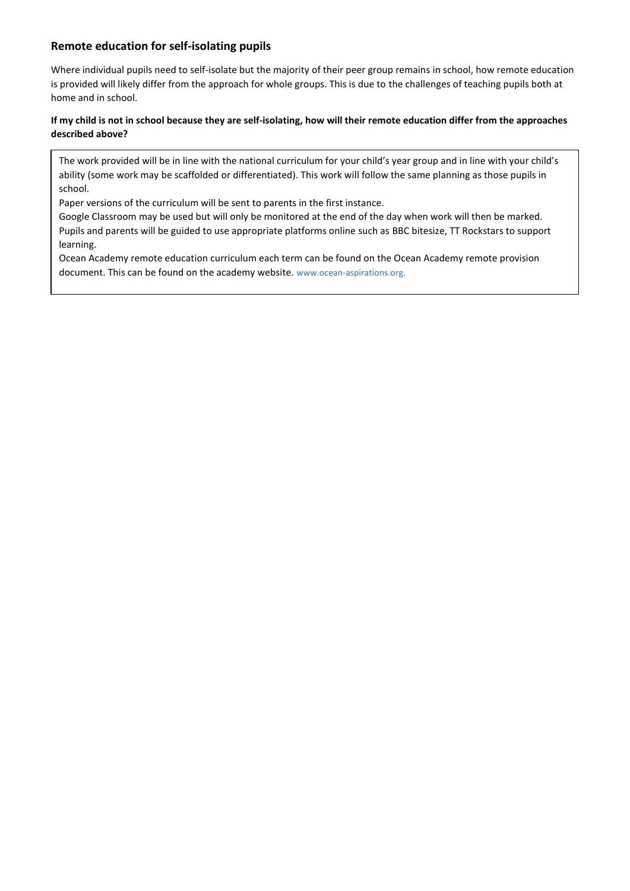## Remote education for self-isolating pupils

Where individual pupils need to self-isolate but the majority of their peer group remains in school, how remote education is provided will likely differ from the approach for whole groups. This is due to the challenges of teaching pupils both at home and in school.

**If my child is not in school because they are self-isolating, how will their remote education differ from the approaches described above?**

The work provided will be in line with the national curriculum for your child's year group and in line with your child's ability (some work may be scaffolded or differentiated). This work will follow the same planning as those pupils in school.

Paper versions of the curriculum will be sent to parents in the first instance.

Google Classroom may be used but will only be monitored at the end of the day when work will then be marked.

Pupils and parents will be guided to use appropriate platforms online such as BBC bitesize, TT Rockstars to support learning.

Ocean Academy remote education curriculum each term can be found on the Ocean Academy remote provision document. This can be found on the academy website. www.ocean-aspirations.org.